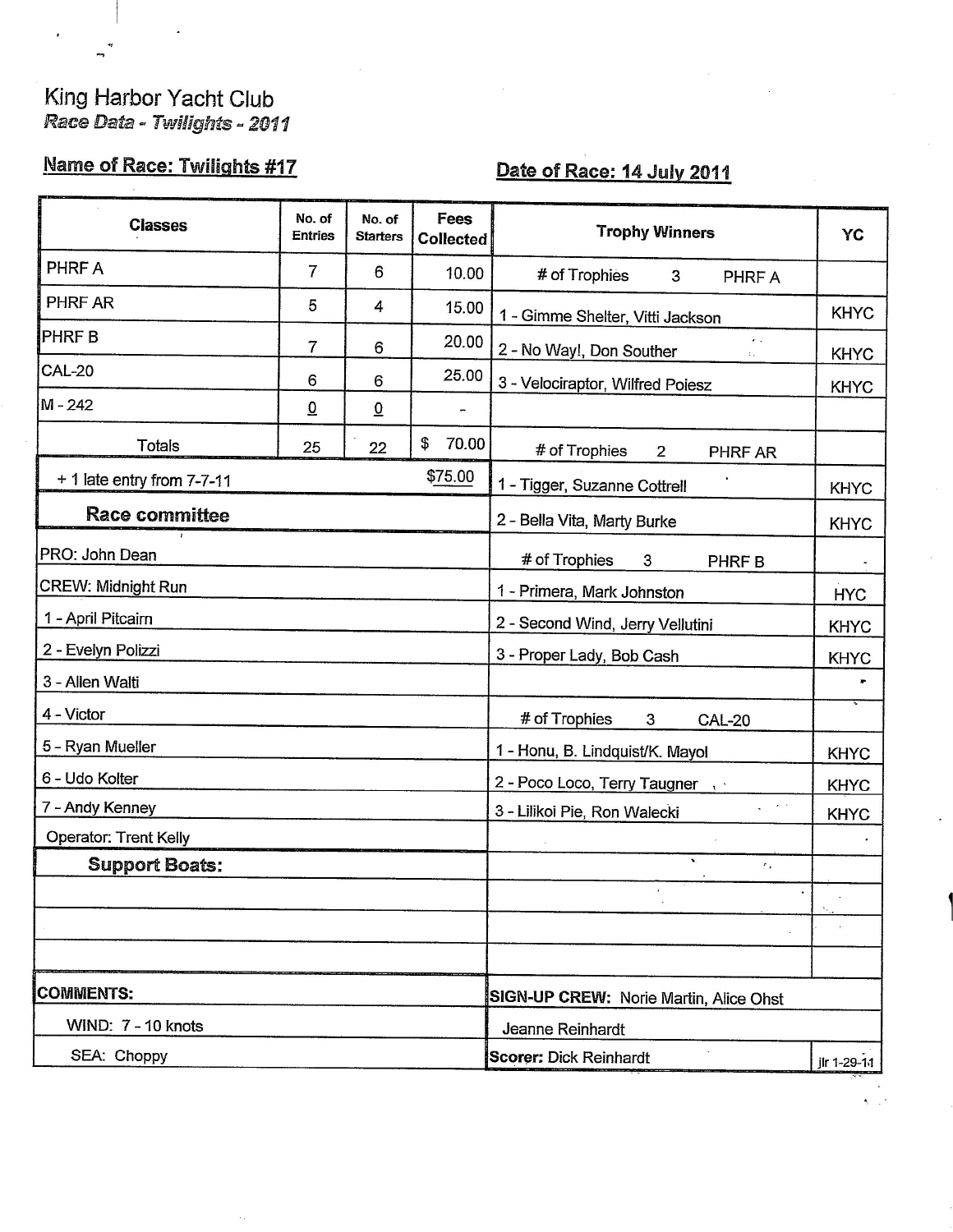# King Harbor Yacht Club

*Race Data - Twilights - 2011*

**Name of Race: Twilights #17** | **Date of Race: 14 July 2011**

| Classes | No. of Entries | No. of Starters | Fees Collected |
|---|---|---|---|
| PHRF A | 7 | 6 | 10.00 |
| PHRF AR | 5 | 4 | 15.00 |
| PHRF B | 7 | 6 | 20.00 |
| CAL-20 | 6 | 6 | 25.00 |
| M - 242 | 0 | 0 | - |
| Totals | 25 | 22 | $ 70.00 |
| + 1 late entry from 7-7-11 | | | $75.00 |

## Race committee

- PRO: John Dean
- CREW: Midnight Run
- 1 - April Pitcairn
- 2 - Evelyn Polizzi
- 3 - Allen Walti
- 4 - Victor
- 5 - Ryan Mueller
- 6 - Udo Kolter
- 7 - Andy Kenney
- Operator: Trent Kelly

## Support Boats:

## Trophy Winners

| Trophy Winners | YC |
|---|---|
| # of Trophies 3 PHRF A | |
| 1 - Gimme Shelter, Vitti Jackson | KHYC |
| 2 - No Way!, Don Souther | KHYC |
| 3 - Velociraptor, Wilfred Poiesz | KHYC |
| # of Trophies 2 PHRF AR | |
| 1 - Tigger, Suzanne Cottrell | KHYC |
| 2 - Bella Vita, Marty Burke | KHYC |
| # of Trophies 3 PHRF B | |
| 1 - Primera, Mark Johnston | HYC |
| 2 - Second Wind, Jerry Vellutini | KHYC |
| 3 - Proper Lady, Bob Cash | KHYC |
| # of Trophies 3 CAL-20 | |
| 1 - Honu, B. Lindquist/K. Mayol | KHYC |
| 2 - Poco Loco, Terry Taugner | KHYC |
| 3 - Lilikoi Pie, Ron Walecki | KHYC |

**COMMENTS:**

WIND: 7 - 10 knots

SEA: Choppy

**SIGN-UP CREW:** Norie Martin, Alice Ohst, Jeanne Reinhardt

**Scorer:** Dick Reinhardt

jlr 1-29-11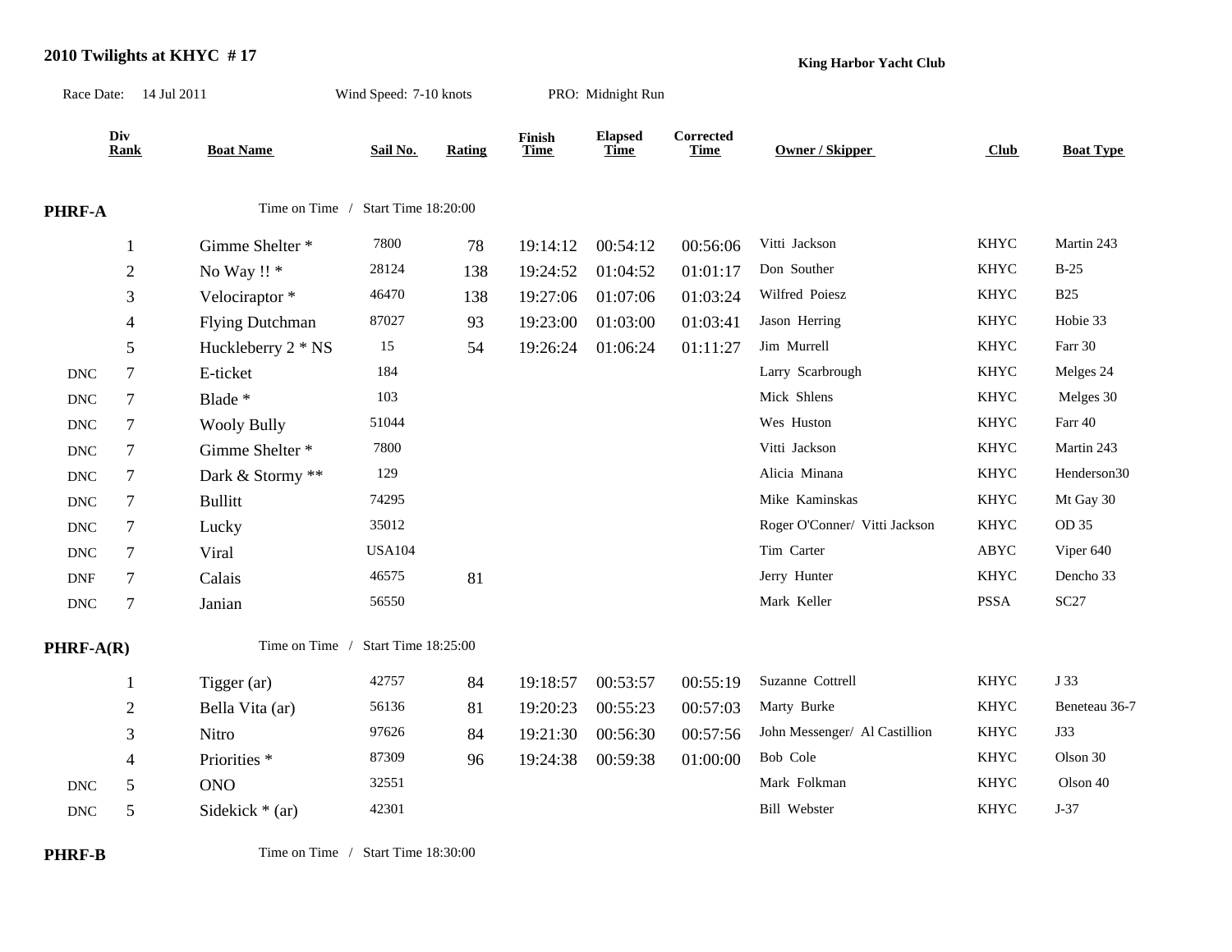# 2010 Twilights at KHYC # 17

**King Harbor Yacht Club**

Race Date: 14 Jul 2011 &nbsp;&nbsp; Wind Speed: 7-10 knots &nbsp;&nbsp; PRO: Midnight Run

| | Div Rank | Boat Name | Sail No. | Rating | Finish Time | Elapsed Time | Corrected Time | Owner / Skipper | Club | Boat Type |
|---|---|---|---|---|---|---|---|---|---|---|
| **PHRF-A** | | Time on Time / Start Time 18:20:00 | | | | | | | | |
| | 1 | Gimme Shelter * | 7800 | 78 | 19:14:12 | 00:54:12 | 00:56:06 | Vitti Jackson | KHYC | Martin 243 |
| | 2 | No Way !! * | 28124 | 138 | 19:24:52 | 01:04:52 | 01:01:17 | Don Souther | KHYC | B-25 |
| | 3 | Velociraptor * | 46470 | 138 | 19:27:06 | 01:07:06 | 01:03:24 | Wilfred Poiesz | KHYC | B25 |
| | 4 | Flying Dutchman | 87027 | 93 | 19:23:00 | 01:03:00 | 01:03:41 | Jason Herring | KHYC | Hobie 33 |
| | 5 | Huckleberry 2 * NS | 15 | 54 | 19:26:24 | 01:06:24 | 01:11:27 | Jim Murrell | KHYC | Farr 30 |
| DNC | 7 | E-ticket | 184 | | | | | Larry Scarbrough | KHYC | Melges 24 |
| DNC | 7 | Blade * | 103 | | | | | Mick Shlens | KHYC | Melges 30 |
| DNC | 7 | Wooly Bully | 51044 | | | | | Wes Huston | KHYC | Farr 40 |
| DNC | 7 | Gimme Shelter * | 7800 | | | | | Vitti Jackson | KHYC | Martin 243 |
| DNC | 7 | Dark & Stormy ** | 129 | | | | | Alicia Minana | KHYC | Henderson30 |
| DNC | 7 | Bullitt | 74295 | | | | | Mike Kaminskas | KHYC | Mt Gay 30 |
| DNC | 7 | Lucky | 35012 | | | | | Roger O'Conner/ Vitti Jackson | KHYC | OD 35 |
| DNC | 7 | Viral | USA104 | | | | | Tim Carter | ABYC | Viper 640 |
| DNF | 7 | Calais | 46575 | 81 | | | | Jerry Hunter | KHYC | Dencho 33 |
| DNC | 7 | Janian | 56550 | | | | | Mark Keller | PSSA | SC27 |
| **PHRF-A(R)** | | Time on Time / Start Time 18:25:00 | | | | | | | | |
| | 1 | Tigger (ar) | 42757 | 84 | 19:18:57 | 00:53:57 | 00:55:19 | Suzanne Cottrell | KHYC | J 33 |
| | 2 | Bella Vita (ar) | 56136 | 81 | 19:20:23 | 00:55:23 | 00:57:03 | Marty Burke | KHYC | Beneteau 36-7 |
| | 3 | Nitro | 97626 | 84 | 19:21:30 | 00:56:30 | 00:57:56 | John Messenger/ Al Castillion | KHYC | J33 |
| | 4 | Priorities * | 87309 | 96 | 19:24:38 | 00:59:38 | 01:00:00 | Bob Cole | KHYC | Olson 30 |
| DNC | 5 | ONO | 32551 | | | | | Mark Folkman | KHYC | Olson 40 |
| DNC | 5 | Sidekick * (ar) | 42301 | | | | | Bill Webster | KHYC | J-37 |
| **PHRF-B** | | Time on Time / Start Time 18:30:00 | | | | | | | | |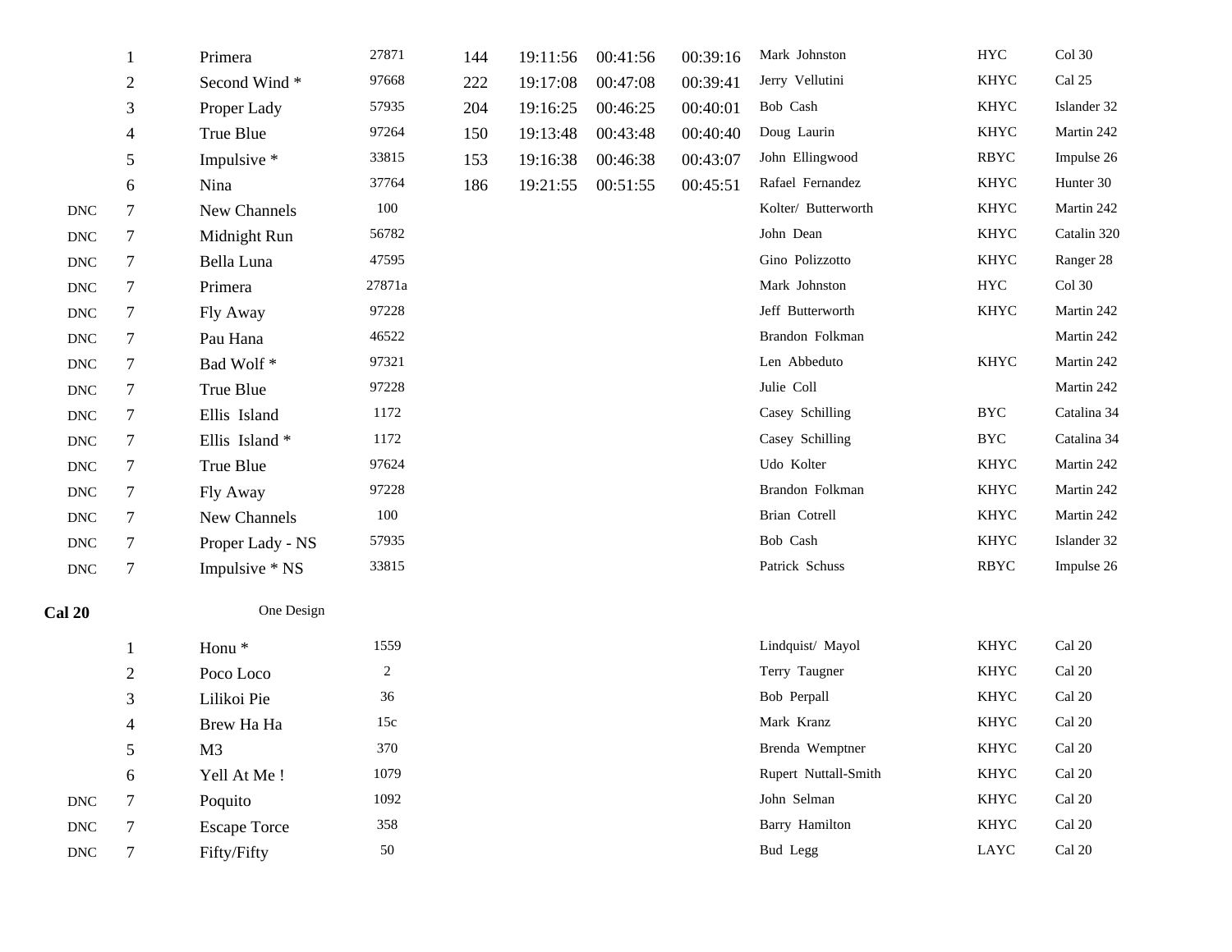| | | | | | | | | | | |
|---|---|---|---|---|---|---|---|---|---|---|
| | 1 | Primera | 27871 | 144 | 19:11:56 | 00:41:56 | 00:39:16 | Mark Johnston | HYC | Col 30 |
| | 2 | Second Wind * | 97668 | 222 | 19:17:08 | 00:47:08 | 00:39:41 | Jerry Vellutini | KHYC | Cal 25 |
| | 3 | Proper Lady | 57935 | 204 | 19:16:25 | 00:46:25 | 00:40:01 | Bob Cash | KHYC | Islander 32 |
| | 4 | True Blue | 97264 | 150 | 19:13:48 | 00:43:48 | 00:40:40 | Doug Laurin | KHYC | Martin 242 |
| | 5 | Impulsive * | 33815 | 153 | 19:16:38 | 00:46:38 | 00:43:07 | John Ellingwood | RBYC | Impulse 26 |
| | 6 | Nina | 37764 | 186 | 19:21:55 | 00:51:55 | 00:45:51 | Rafael Fernandez | KHYC | Hunter 30 |
| DNC | 7 | New Channels | 100 | | | | | Kolter/ Butterworth | KHYC | Martin 242 |
| DNC | 7 | Midnight Run | 56782 | | | | | John Dean | KHYC | Catalin 320 |
| DNC | 7 | Bella Luna | 47595 | | | | | Gino Polizzotto | KHYC | Ranger 28 |
| DNC | 7 | Primera | 27871a | | | | | Mark Johnston | HYC | Col 30 |
| DNC | 7 | Fly Away | 97228 | | | | | Jeff Butterworth | KHYC | Martin 242 |
| DNC | 7 | Pau Hana | 46522 | | | | | Brandon Folkman | | Martin 242 |
| DNC | 7 | Bad Wolf * | 97321 | | | | | Len Abbeduto | KHYC | Martin 242 |
| DNC | 7 | True Blue | 97228 | | | | | Julie Coll | | Martin 242 |
| DNC | 7 | Ellis Island | 1172 | | | | | Casey Schilling | BYC | Catalina 34 |
| DNC | 7 | Ellis Island * | 1172 | | | | | Casey Schilling | BYC | Catalina 34 |
| DNC | 7 | True Blue | 97624 | | | | | Udo Kolter | KHYC | Martin 242 |
| DNC | 7 | Fly Away | 97228 | | | | | Brandon Folkman | KHYC | Martin 242 |
| DNC | 7 | New Channels | 100 | | | | | Brian Cotrell | KHYC | Martin 242 |
| DNC | 7 | Proper Lady - NS | 57935 | | | | | Bob Cash | KHYC | Islander 32 |
| DNC | 7 | Impulsive * NS | 33815 | | | | | Patrick Schuss | RBYC | Impulse 26 |

**Cal 20** One Design

| | | | | | | |
|---|---|---|---|---|---|---|
| | 1 | Honu * | 1559 | Lindquist/ Mayol | KHYC | Cal 20 |
| | 2 | Poco Loco | 2 | Terry Taugner | KHYC | Cal 20 |
| | 3 | Lilikoi Pie | 36 | Bob Perpall | KHYC | Cal 20 |
| | 4 | Brew Ha Ha | 15c | Mark Kranz | KHYC | Cal 20 |
| | 5 | M3 | 370 | Brenda Wemptner | KHYC | Cal 20 |
| | 6 | Yell At Me ! | 1079 | Rupert Nuttall-Smith | KHYC | Cal 20 |
| DNC | 7 | Poquito | 1092 | John Selman | KHYC | Cal 20 |
| DNC | 7 | Escape Torce | 358 | Barry Hamilton | KHYC | Cal 20 |
| DNC | 7 | Fifty/Fifty | 50 | Bud Legg | LAYC | Cal 20 |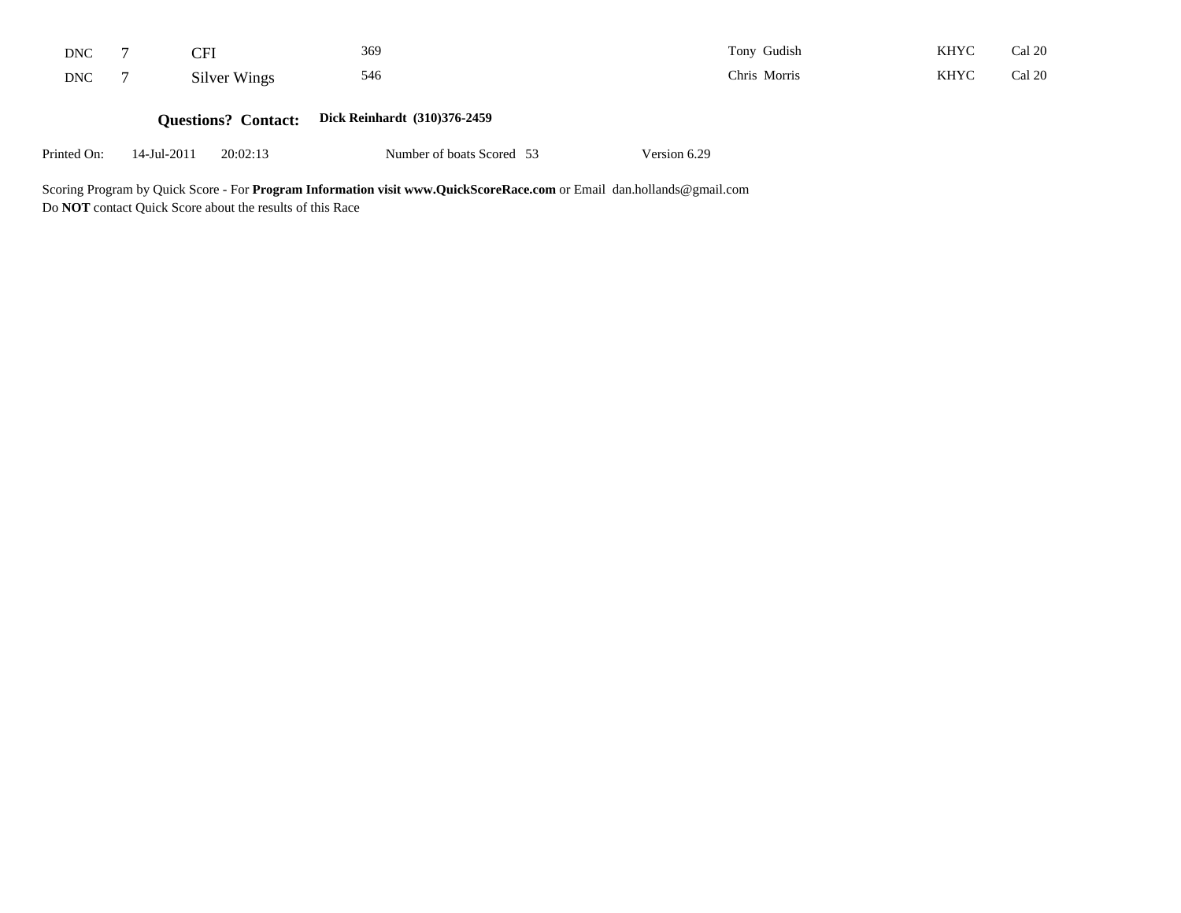| | | | | | | | |
|---|---|---|---|---|---|---|---|
| DNC | 7 | CFI | 369 | Tony Gudish | KHYC | Cal 20 |
| DNC | 7 | Silver Wings | 546 | Chris Morris | KHYC | Cal 20 |

**Questions? Contact:** **Dick Reinhardt (310)376-2459**

Printed On: 14-Jul-2011 20:02:13 Number of boats Scored 53 Version 6.29

Scoring Program by Quick Score - For **Program Information visit www.QuickScoreRace.com** or Email dan.hollands@gmail.com
Do **NOT** contact Quick Score about the results of this Race